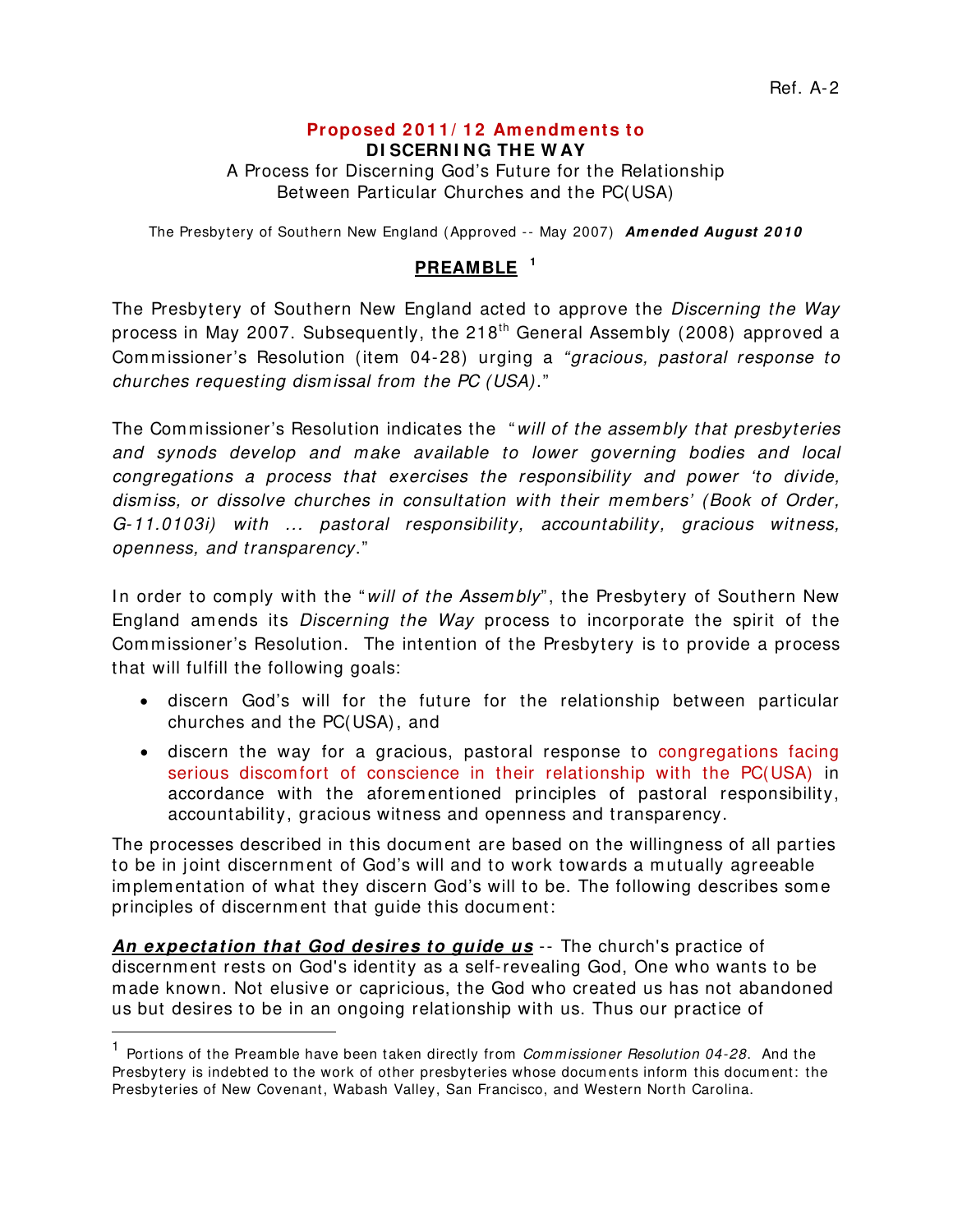Ref. A-2

**Proposed 2011/12 Amendments to**

**DISCERNING THE WAY**

A Process for Discerning God's Future for the Relationship Between Particular Churches and the PC(USA)

The Presbytery of Southern New England (Approved -- May 2007) ***Amended August 2010***

## PREAMBLE [1]

The Presbytery of Southern New England acted to approve the *Discerning the Way* process in May 2007. Subsequently, the 218th General Assembly (2008) approved a Commissioner's Resolution (item 04-28) urging a *"gracious, pastoral response to churches requesting dismissal from the PC (USA)."*

The Commissioner's Resolution indicates the "*will of the assembly that presbyteries and synods develop and make available to lower governing bodies and local congregations a process that exercises the responsibility and power 'to divide, dismiss, or dissolve churches in consultation with their members' (Book of Order, G-11.0103i) with ... pastoral responsibility, accountability, gracious witness, openness, and transparency*."

In order to comply with the "*will of the Assembly*", the Presbytery of Southern New England amends its *Discerning the Way* process to incorporate the spirit of the Commissioner's Resolution. The intention of the Presbytery is to provide a process that will fulfill the following goals:

- discern God's will for the future for the relationship between particular churches and the PC(USA), and
- discern the way for a gracious, pastoral response to congregations facing serious discomfort of conscience in their relationship with the PC(USA) in accordance with the aforementioned principles of pastoral responsibility, accountability, gracious witness and openness and transparency.

The processes described in this document are based on the willingness of all parties to be in joint discernment of God's will and to work towards a mutually agreeable implementation of what they discern God's will to be. The following describes some principles of discernment that guide this document:

***An expectation that God desires to guide us*** -- The church's practice of discernment rests on God's identity as a self-revealing God, One who wants to be made known. Not elusive or capricious, the God who created us has not abandoned us but desires to be in an ongoing relationship with us. Thus our practice of

[1] Portions of the Preamble have been taken directly from *Commissioner Resolution 04-28*. And the Presbytery is indebted to the work of other presbyteries whose documents inform this document: the Presbyteries of New Covenant, Wabash Valley, San Francisco, and Western North Carolina.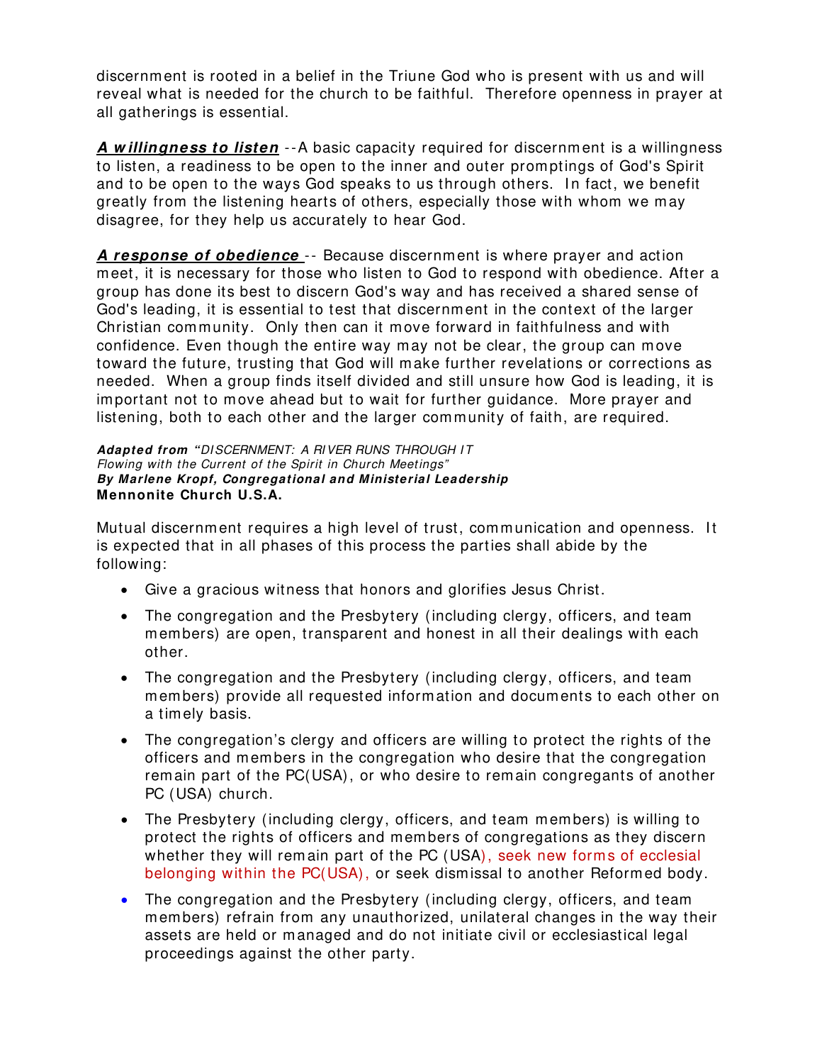discernment is rooted in a belief in the Triune God who is present with us and will reveal what is needed for the church to be faithful. Therefore openness in prayer at all gatherings is essential.

***A willingness to listen*** --A basic capacity required for discernment is a willingness to listen, a readiness to be open to the inner and outer promptings of God's Spirit and to be open to the ways God speaks to us through others. In fact, we benefit greatly from the listening hearts of others, especially those with whom we may disagree, for they help us accurately to hear God.

***A response of obedience*** -- Because discernment is where prayer and action meet, it is necessary for those who listen to God to respond with obedience. After a group has done its best to discern God's way and has received a shared sense of God's leading, it is essential to test that discernment in the context of the larger Christian community. Only then can it move forward in faithfulness and with confidence. Even though the entire way may not be clear, the group can move toward the future, trusting that God will make further revelations or corrections as needed. When a group finds itself divided and still unsure how God is leading, it is important not to move ahead but to wait for further guidance. More prayer and listening, both to each other and the larger community of faith, are required.

***Adapted from** "DISCERNMENT: A RIVER RUNS THROUGH IT*
*Flowing with the Current of the Spirit in Church Meetings"*
***By Marlene Kropf, Congregational and Ministerial Leadership***
**Mennonite Church U.S.A.**

Mutual discernment requires a high level of trust, communication and openness. It is expected that in all phases of this process the parties shall abide by the following:

- Give a gracious witness that honors and glorifies Jesus Christ.
- The congregation and the Presbytery (including clergy, officers, and team members) are open, transparent and honest in all their dealings with each other.
- The congregation and the Presbytery (including clergy, officers, and team members) provide all requested information and documents to each other on a timely basis.
- The congregation's clergy and officers are willing to protect the rights of the officers and members in the congregation who desire that the congregation remain part of the PC(USA), or who desire to remain congregants of another PC (USA) church.
- The Presbytery (including clergy, officers, and team members) is willing to protect the rights of officers and members of congregations as they discern whether they will remain part of the PC (USA), seek new forms of ecclesial belonging within the PC(USA), or seek dismissal to another Reformed body.
- The congregation and the Presbytery (including clergy, officers, and team members) refrain from any unauthorized, unilateral changes in the way their assets are held or managed and do not initiate civil or ecclesiastical legal proceedings against the other party.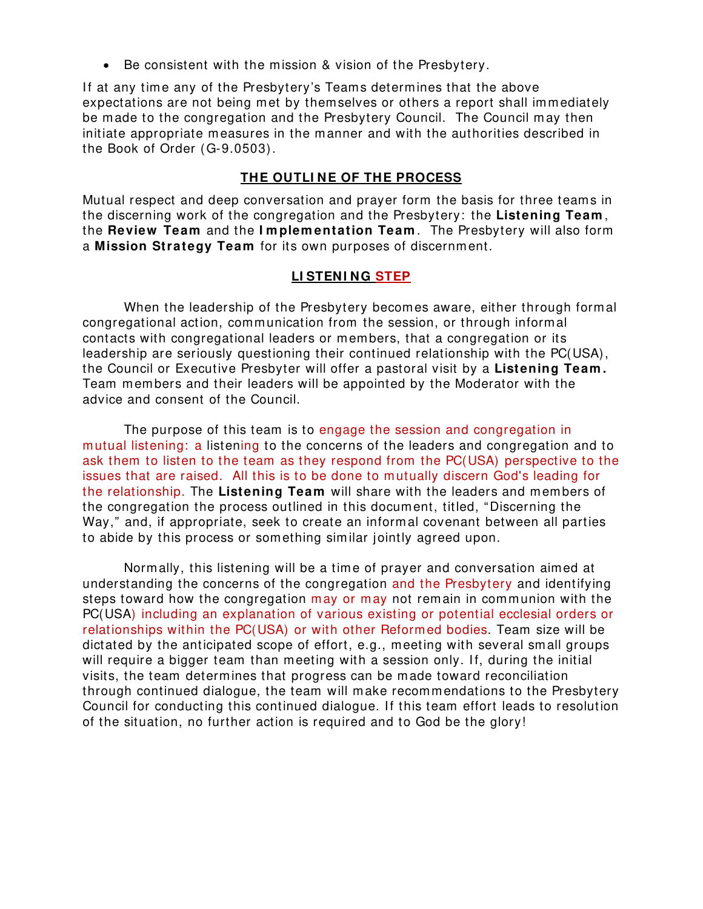- Be consistent with the mission & vision of the Presbytery.

If at any time any of the Presbytery's Teams determines that the above expectations are not being met by themselves or others a report shall immediately be made to the congregation and the Presbytery Council. The Council may then initiate appropriate measures in the manner and with the authorities described in the Book of Order (G-9.0503).

## THE OUTLINE OF THE PROCESS

Mutual respect and deep conversation and prayer form the basis for three teams in the discerning work of the congregation and the Presbytery: the **Listening Team**, the **Review Team** and the **Implementation Team**. The Presbytery will also form a **Mission Strategy Team** for its own purposes of discernment.

## LISTENING STEP

When the leadership of the Presbytery becomes aware, either through formal congregational action, communication from the session, or through informal contacts with congregational leaders or members, that a congregation or its leadership are seriously questioning their continued relationship with the PC(USA), the Council or Executive Presbyter will offer a pastoral visit by a **Listening Team.** Team members and their leaders will be appointed by the Moderator with the advice and consent of the Council.

The purpose of this team is to engage the session and congregation in mutual listening: a listening to the concerns of the leaders and congregation and to ask them to listen to the team as they respond from the PC(USA) perspective to the issues that are raised. All this is to be done to mutually discern God's leading for the relationship. The **Listening Team** will share with the leaders and members of the congregation the process outlined in this document, titled, "Discerning the Way," and, if appropriate, seek to create an informal covenant between all parties to abide by this process or something similar jointly agreed upon.

Normally, this listening will be a time of prayer and conversation aimed at understanding the concerns of the congregation and the Presbytery and identifying steps toward how the congregation may or may not remain in communion with the PC(USA) including an explanation of various existing or potential ecclesial orders or relationships within the PC(USA) or with other Reformed bodies. Team size will be dictated by the anticipated scope of effort, e.g., meeting with several small groups will require a bigger team than meeting with a session only. If, during the initial visits, the team determines that progress can be made toward reconciliation through continued dialogue, the team will make recommendations to the Presbytery Council for conducting this continued dialogue. If this team effort leads to resolution of the situation, no further action is required and to God be the glory!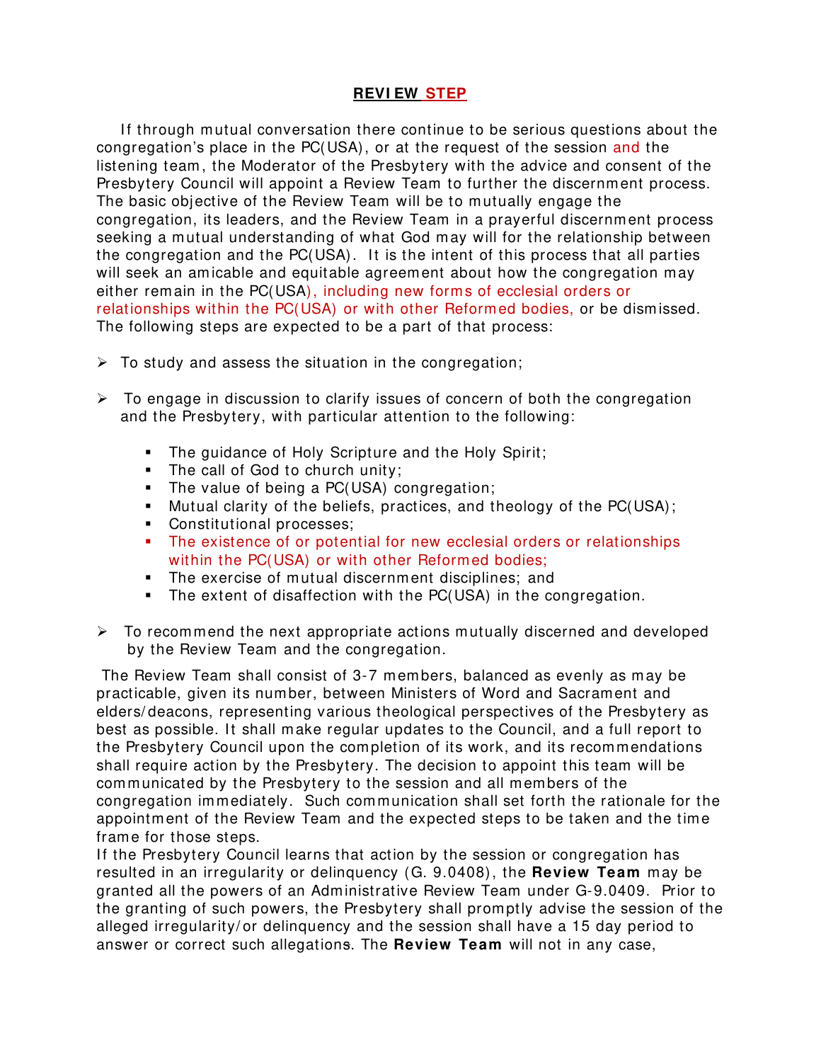## REVIEW STEP

If through mutual conversation there continue to be serious questions about the congregation's place in the PC(USA), or at the request of the session and the listening team, the Moderator of the Presbytery with the advice and consent of the Presbytery Council will appoint a Review Team to further the discernment process. The basic objective of the Review Team will be to mutually engage the congregation, its leaders, and the Review Team in a prayerful discernment process seeking a mutual understanding of what God may will for the relationship between the congregation and the PC(USA). It is the intent of this process that all parties will seek an amicable and equitable agreement about how the congregation may either remain in the PC(USA), including new forms of ecclesial orders or relationships within the PC(USA) or with other Reformed bodies, or be dismissed. The following steps are expected to be a part of that process:

- To study and assess the situation in the congregation;
- To engage in discussion to clarify issues of concern of both the congregation and the Presbytery, with particular attention to the following:
  - The guidance of Holy Scripture and the Holy Spirit;
  - The call of God to church unity;
  - The value of being a PC(USA) congregation;
  - Mutual clarity of the beliefs, practices, and theology of the PC(USA);
  - Constitutional processes;
  - The existence of or potential for new ecclesial orders or relationships within the PC(USA) or with other Reformed bodies;
  - The exercise of mutual discernment disciplines; and
  - The extent of disaffection with the PC(USA) in the congregation.
- To recommend the next appropriate actions mutually discerned and developed by the Review Team and the congregation.

The Review Team shall consist of 3-7 members, balanced as evenly as may be practicable, given its number, between Ministers of Word and Sacrament and elders/deacons, representing various theological perspectives of the Presbytery as best as possible. It shall make regular updates to the Council, and a full report to the Presbytery Council upon the completion of its work, and its recommendations shall require action by the Presbytery. The decision to appoint this team will be communicated by the Presbytery to the session and all members of the congregation immediately. Such communication shall set forth the rationale for the appointment of the Review Team and the expected steps to be taken and the time frame for those steps.

If the Presbytery Council learns that action by the session or congregation has resulted in an irregularity or delinquency (G. 9.0408), the **Review Team** may be granted all the powers of an Administrative Review Team under G-9.0409. Prior to the granting of such powers, the Presbytery shall promptly advise the session of the alleged irregularity/or delinquency and the session shall have a 15 day period to answer or correct such allegations. The **Review Team** will not in any case,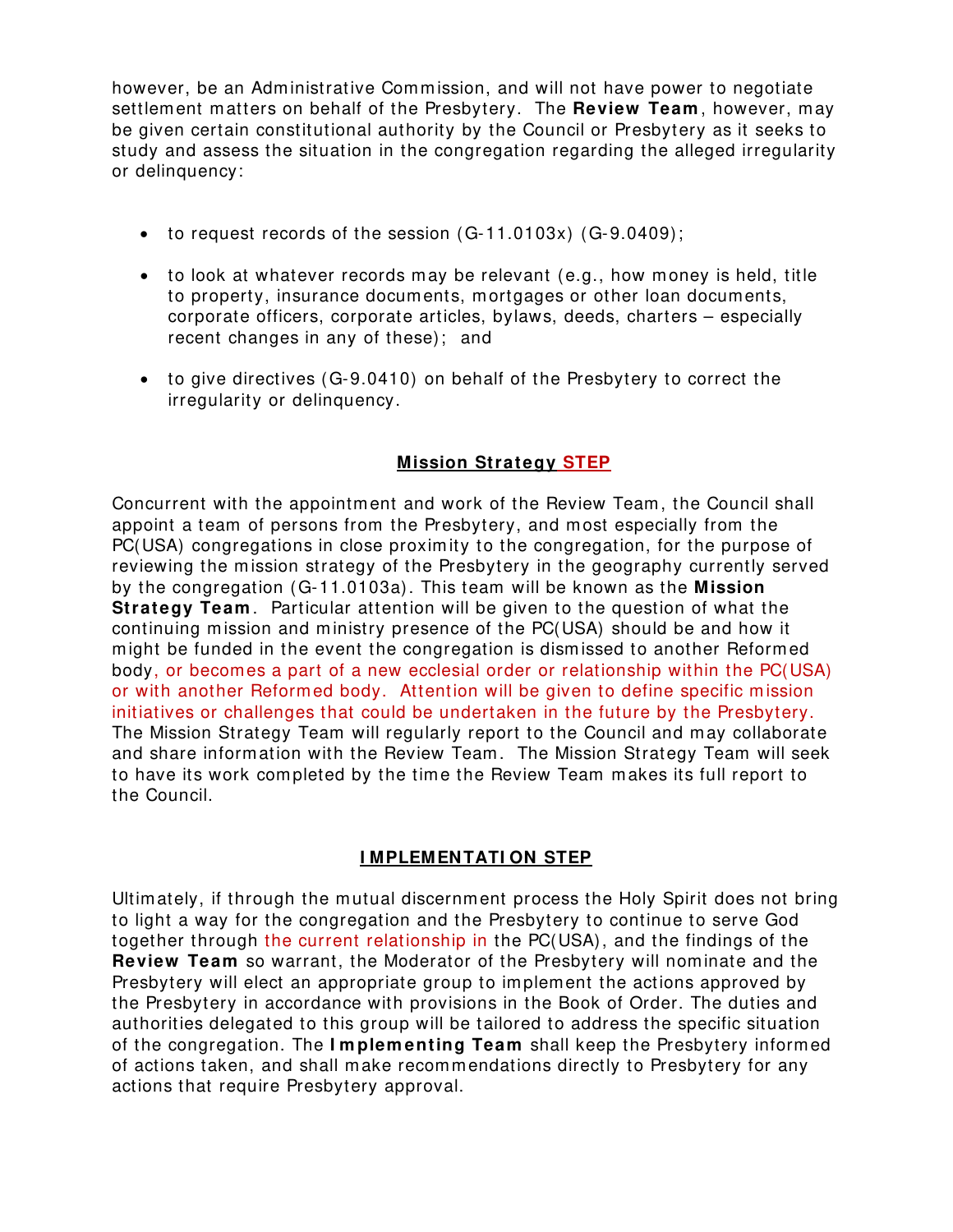however, be an Administrative Commission, and will not have power to negotiate settlement matters on behalf of the Presbytery. The **Review Team**, however, may be given certain constitutional authority by the Council or Presbytery as it seeks to study and assess the situation in the congregation regarding the alleged irregularity or delinquency:

- to request records of the session (G-11.0103x) (G-9.0409);
- to look at whatever records may be relevant (e.g., how money is held, title to property, insurance documents, mortgages or other loan documents, corporate officers, corporate articles, bylaws, deeds, charters – especially recent changes in any of these); and
- to give directives (G-9.0410) on behalf of the Presbytery to correct the irregularity or delinquency.

## Mission Strategy STEP

Concurrent with the appointment and work of the Review Team, the Council shall appoint a team of persons from the Presbytery, and most especially from the PC(USA) congregations in close proximity to the congregation, for the purpose of reviewing the mission strategy of the Presbytery in the geography currently served by the congregation (G-11.0103a). This team will be known as the **Mission Strategy Team**. Particular attention will be given to the question of what the continuing mission and ministry presence of the PC(USA) should be and how it might be funded in the event the congregation is dismissed to another Reformed body, or becomes a part of a new ecclesial order or relationship within the PC(USA) or with another Reformed body. Attention will be given to define specific mission initiatives or challenges that could be undertaken in the future by the Presbytery. The Mission Strategy Team will regularly report to the Council and may collaborate and share information with the Review Team. The Mission Strategy Team will seek to have its work completed by the time the Review Team makes its full report to the Council.

## IMPLEMENTATION STEP

Ultimately, if through the mutual discernment process the Holy Spirit does not bring to light a way for the congregation and the Presbytery to continue to serve God together through the current relationship in the PC(USA), and the findings of the **Review Team** so warrant, the Moderator of the Presbytery will nominate and the Presbytery will elect an appropriate group to implement the actions approved by the Presbytery in accordance with provisions in the Book of Order. The duties and authorities delegated to this group will be tailored to address the specific situation of the congregation. The **Implementing Team** shall keep the Presbytery informed of actions taken, and shall make recommendations directly to Presbytery for any actions that require Presbytery approval.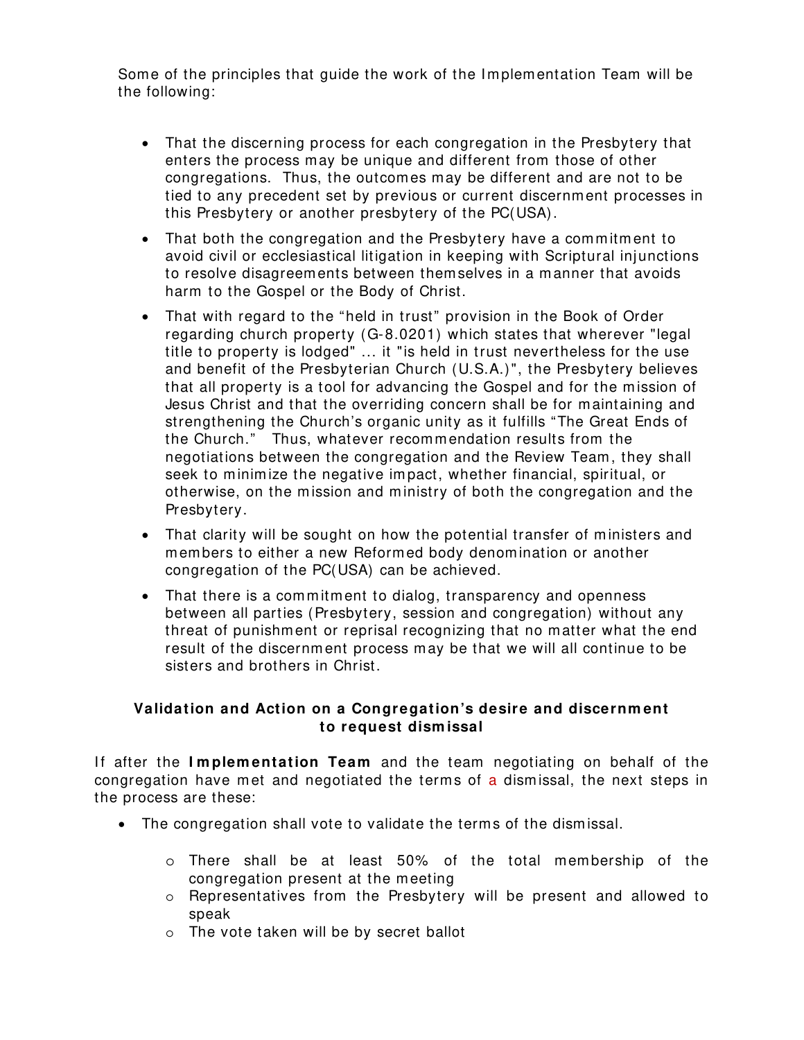Some of the principles that guide the work of the Implementation Team will be the following:

- That the discerning process for each congregation in the Presbytery that enters the process may be unique and different from those of other congregations. Thus, the outcomes may be different and are not to be tied to any precedent set by previous or current discernment processes in this Presbytery or another presbytery of the PC(USA).
- That both the congregation and the Presbytery have a commitment to avoid civil or ecclesiastical litigation in keeping with Scriptural injunctions to resolve disagreements between themselves in a manner that avoids harm to the Gospel or the Body of Christ.
- That with regard to the "held in trust" provision in the Book of Order regarding church property (G-8.0201) which states that wherever "legal title to property is lodged" ... it "is held in trust nevertheless for the use and benefit of the Presbyterian Church (U.S.A.)", the Presbytery believes that all property is a tool for advancing the Gospel and for the mission of Jesus Christ and that the overriding concern shall be for maintaining and strengthening the Church's organic unity as it fulfills "The Great Ends of the Church." Thus, whatever recommendation results from the negotiations between the congregation and the Review Team, they shall seek to minimize the negative impact, whether financial, spiritual, or otherwise, on the mission and ministry of both the congregation and the Presbytery.
- That clarity will be sought on how the potential transfer of ministers and members to either a new Reformed body denomination or another congregation of the PC(USA) can be achieved.
- That there is a commitment to dialog, transparency and openness between all parties (Presbytery, session and congregation) without any threat of punishment or reprisal recognizing that no matter what the end result of the discernment process may be that we will all continue to be sisters and brothers in Christ.

**Validation and Action on a Congregation's desire and discernment to request dismissal**

If after the **Implementation Team** and the team negotiating on behalf of the congregation have met and negotiated the terms of a dismissal, the next steps in the process are these:

- The congregation shall vote to validate the terms of the dismissal.
  - There shall be at least 50% of the total membership of the congregation present at the meeting
  - Representatives from the Presbytery will be present and allowed to speak
  - The vote taken will be by secret ballot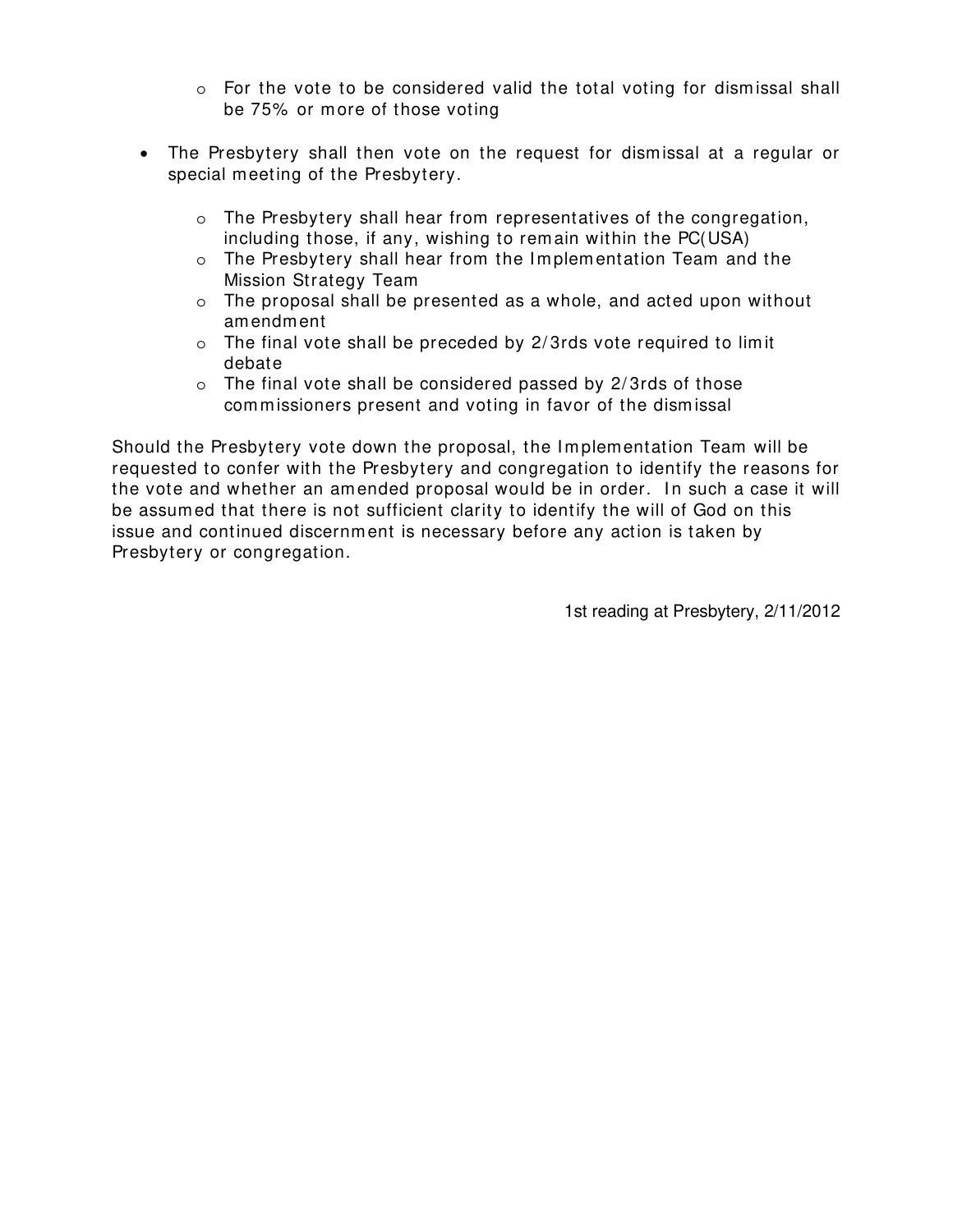- For the vote to be considered valid the total voting for dismissal shall be 75% or more of those voting

- The Presbytery shall then vote on the request for dismissal at a regular or special meeting of the Presbytery.
  - The Presbytery shall hear from representatives of the congregation, including those, if any, wishing to remain within the PC(USA)
  - The Presbytery shall hear from the Implementation Team and the Mission Strategy Team
  - The proposal shall be presented as a whole, and acted upon without amendment
  - The final vote shall be preceded by 2/3rds vote required to limit debate
  - The final vote shall be considered passed by 2/3rds of those commissioners present and voting in favor of the dismissal

Should the Presbytery vote down the proposal, the Implementation Team will be requested to confer with the Presbytery and congregation to identify the reasons for the vote and whether an amended proposal would be in order. In such a case it will be assumed that there is not sufficient clarity to identify the will of God on this issue and continued discernment is necessary before any action is taken by Presbytery or congregation.

1st reading at Presbytery, 2/11/2012